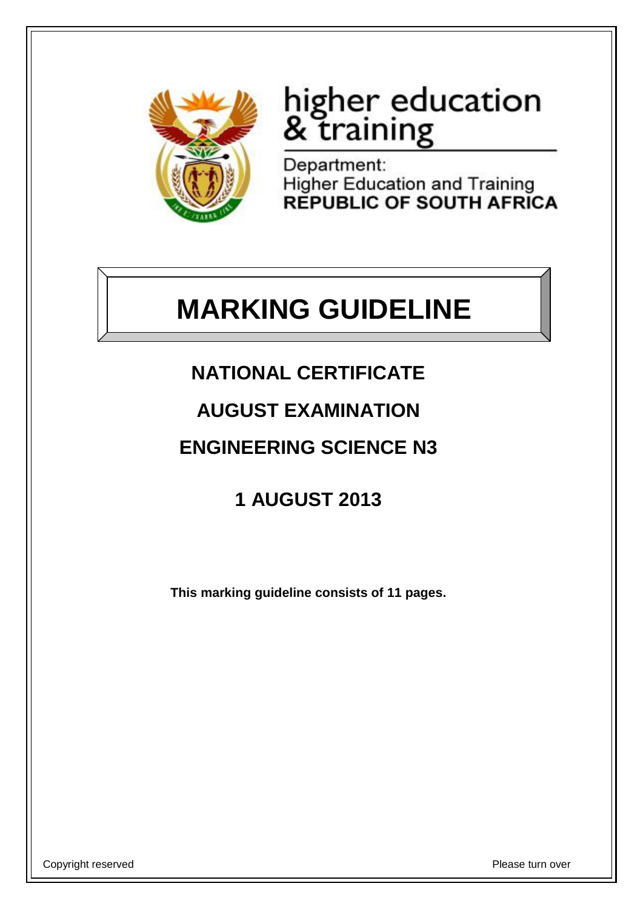higher education & training

Department:
Higher Education and Training
**REPUBLIC OF SOUTH AFRICA**

# MARKING GUIDELINE

## NATIONAL CERTIFICATE

## AUGUST EXAMINATION

## ENGINEERING SCIENCE N3

## 1 AUGUST 2013

**This marking guideline consists of 11 pages.**

Copyright reserved

Please turn over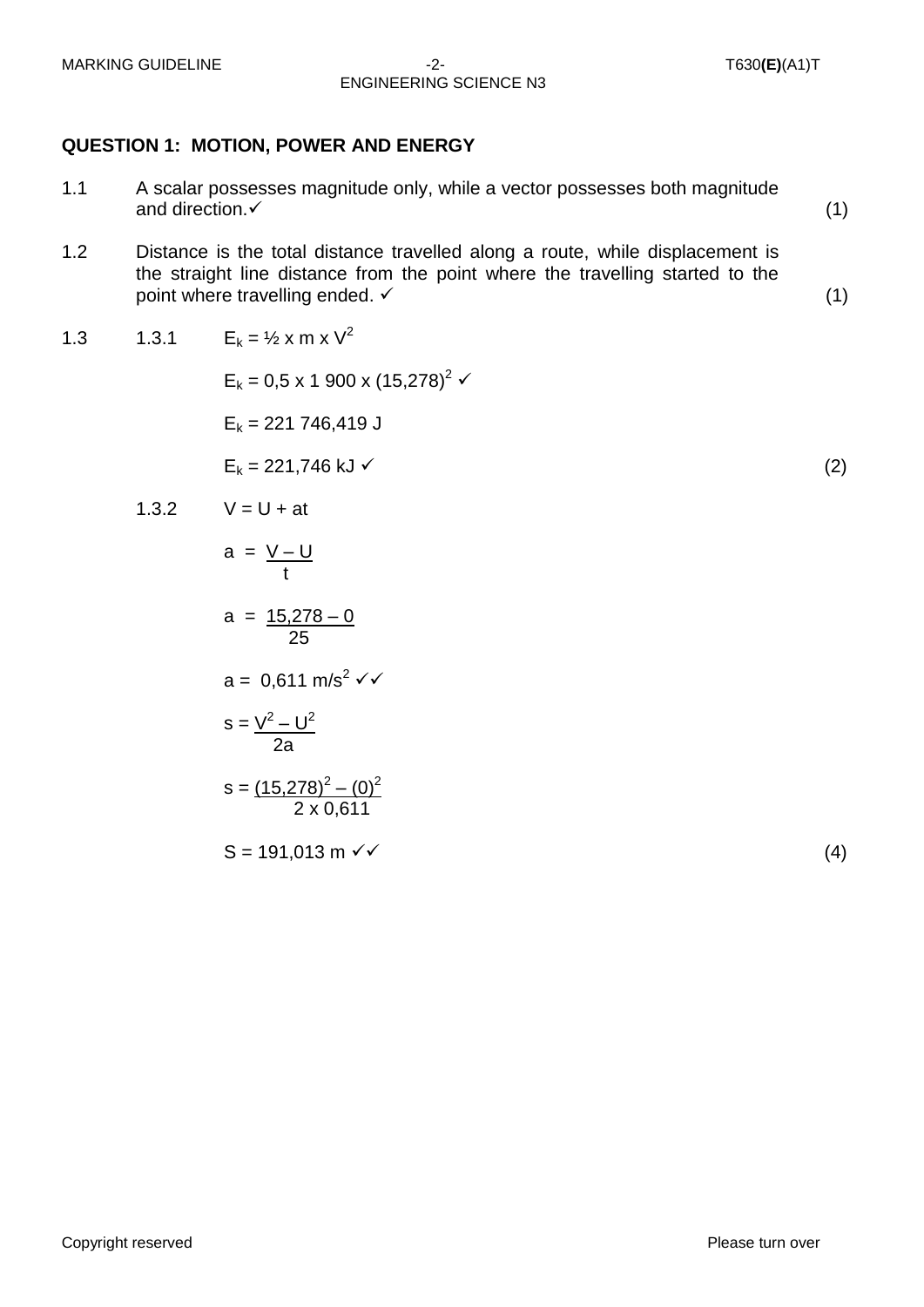## QUESTION 1: MOTION, POWER AND ENERGY

1.1 A scalar possesses magnitude only, while a vector possesses both magnitude and direction.✓ (1)

1.2 Distance is the total distance travelled along a route, while displacement is the straight line distance from the point where the travelling started to the point where travelling ended. ✓ (1)

1.3

1.3.1

$E_k = ½ \times m \times V^2$

$E_k = 0,5 \times 1\ 900 \times (15,278)^2$ ✓

$E_k = 221\ 746,419$ J

$E_k = 221,746$ kJ ✓ (2)

1.3.2

$V = U + at$

$a = \frac{V - U}{t}$

$a = \frac{15,278 - 0}{25}$

$a = 0,611$ m/s$^2$ ✓✓

$s = \frac{V^2 - U^2}{2a}$

$s = \frac{(15,278)^2 - (0)^2}{2 \times 0,611}$

$S = 191,013$ m ✓✓ (4)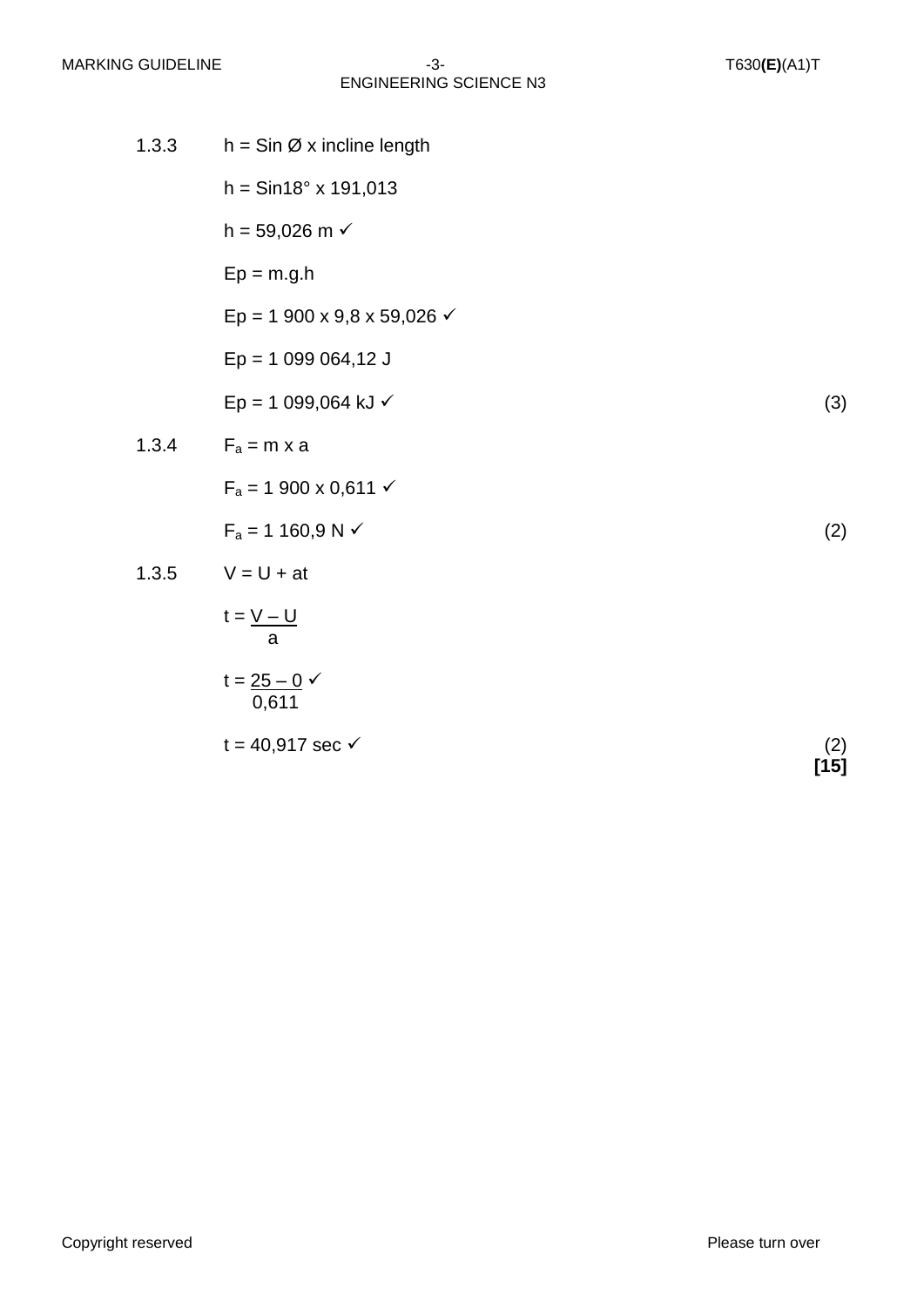1.3.3 $h = \text{Sin } Ø \times \text{incline length}$

$h = \text{Sin}18° \times 191{,}013$

$h = 59{,}026 \text{ m}$ ✓

$Ep = m.g.h$

$Ep = 1\,900 \times 9{,}8 \times 59{,}026$ ✓

$Ep = 1\,099\,064{,}12 \text{ J}$

$Ep = 1\,099{,}064 \text{ kJ}$ ✓ (3)

1.3.4 $F_a = m \times a$

$F_a = 1\,900 \times 0{,}611$ ✓

$F_a = 1\,160{,}9 \text{ N}$ ✓ (2)

1.3.5 $V = U + at$

$t = \dfrac{V - U}{a}$

$t = \dfrac{25 - 0}{0{,}611}$ ✓

$t = 40{,}917 \text{ sec}$ ✓ (2)

**[15]**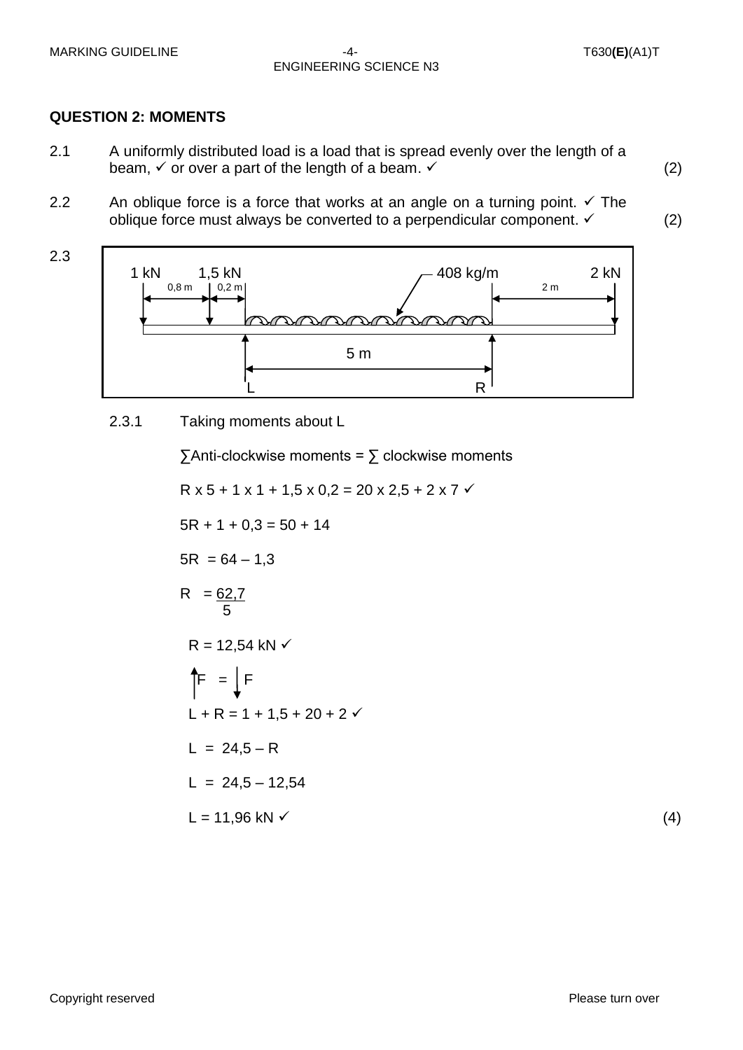**QUESTION 2: MOMENTS**

2.1 A uniformly distributed load is a load that is spread evenly over the length of a beam, ✓ or over a part of the length of a beam. ✓ (2)

2.2 An oblique force is a force that works at an angle on a turning point. ✓ The oblique force must always be converted to a perpendicular component. ✓ (2)

2.3

1 kN 1,5 kN 408 kg/m 2 kN
0,8 m 0,2 m 2 m
5 m
L R

2.3.1 Taking moments about L

∑Anti-clockwise moments = ∑ clockwise moments

$R \times 5 + 1 \times 1 + 1,5 \times 0,2 = 20 \times 2,5 + 2 \times 7$ ✓

$5R + 1 + 0,3 = 50 + 14$

$5R = 64 - 1,3$

$R = \frac{62,7}{5}$

$R = 12,54$ kN ✓

$\uparrow F = \downarrow F$

$L + R = 1 + 1,5 + 20 + 2$ ✓

$L = 24,5 - R$

$L = 24,5 - 12,54$

$L = 11,96$ kN ✓ (4)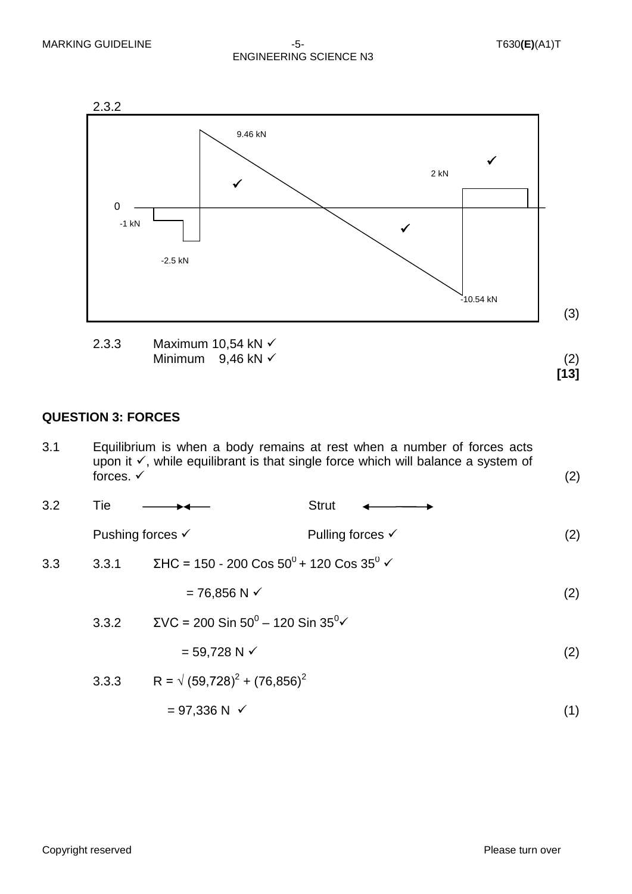2.3.2

9.46 kN ✓

2 kN ✓

0

-1 kN

-2.5 kN ✓

-10.54 kN

(3)

2.3.3 Maximum 10,54 kN ✓
Minimum 9,46 kN ✓ (2)

**[13]**

## QUESTION 3: FORCES

3.1 Equilibrium is when a body remains at rest when a number of forces acts upon it ✓, while equilibrant is that single force which will balance a system of forces. ✓ (2)

3.2 Tie →← Strut ←→

Pushing forces ✓ Pulling forces ✓ (2)

3.3 3.3.1 $\Sigma HC = 150 - 200 \cos 50^0 + 120 \cos 35^0$ ✓

$= 76{,}856$ N ✓ (2)

3.3.2 $\Sigma VC = 200 \sin 50^0 - 120 \sin 35^0$ ✓

$= 59{,}728$ N ✓ (2)

3.3.3 $R = \sqrt{(59{,}728)^2 + (76{,}856)^2}$

$= 97{,}336$ N ✓ (1)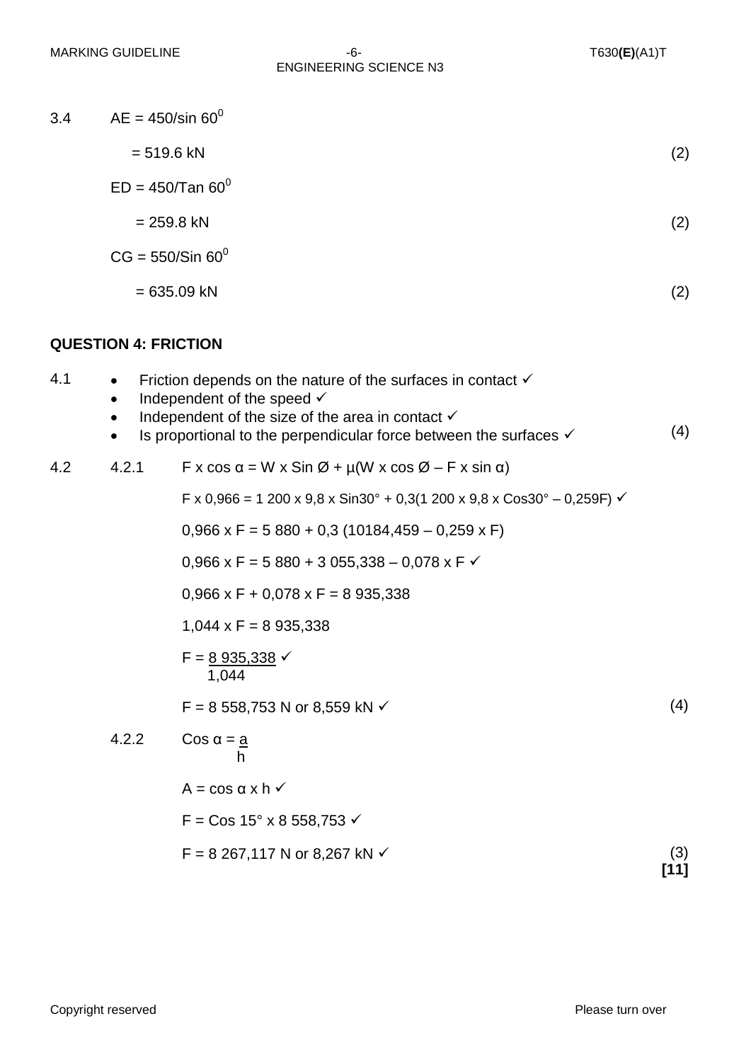3.4 $AE = 450/\sin 60^0$

$= 519.6$ kN (2)

$ED = 450/\tan 60^0$

$= 259.8$ kN (2)

$CG = 550/\sin 60^0$

$= 635.09$ kN (2)

## QUESTION 4: FRICTION

4.1
- Friction depends on the nature of the surfaces in contact ✓
- Independent of the speed ✓
- Independent of the size of the area in contact ✓
- Is proportional to the perpendicular force between the surfaces ✓ (4)

4.2 4.2.1 $F \times \cos \alpha = W \times \sin Ø + \mu(W \times \cos Ø – F \times \sin \alpha)$

$F \times 0{,}966 = 1\,200 \times 9{,}8 \times \sin 30° + 0{,}3(1\,200 \times 9{,}8 \times \cos 30° – 0{,}259F)$ ✓

$0{,}966 \times F = 5\,880 + 0{,}3\,(10184{,}459 – 0{,}259 \times F)$

$0{,}966 \times F = 5\,880 + 3\,055{,}338 – 0{,}078 \times F$ ✓

$0{,}966 \times F + 0{,}078 \times F = 8\,935{,}338$

$1{,}044 \times F = 8\,935{,}338$

$F = \dfrac{8\,935{,}338}{1{,}044}$ ✓

$F = 8\,558{,}753$ N or $8{,}559$ kN ✓ (4)

4.2.2 $\cos \alpha = \dfrac{a}{h}$

$A = \cos \alpha \times h$ ✓

$F = \cos 15° \times 8\,558{,}753$ ✓

$F = 8\,267{,}117$ N or $8{,}267$ kN ✓ (3)

**[11]**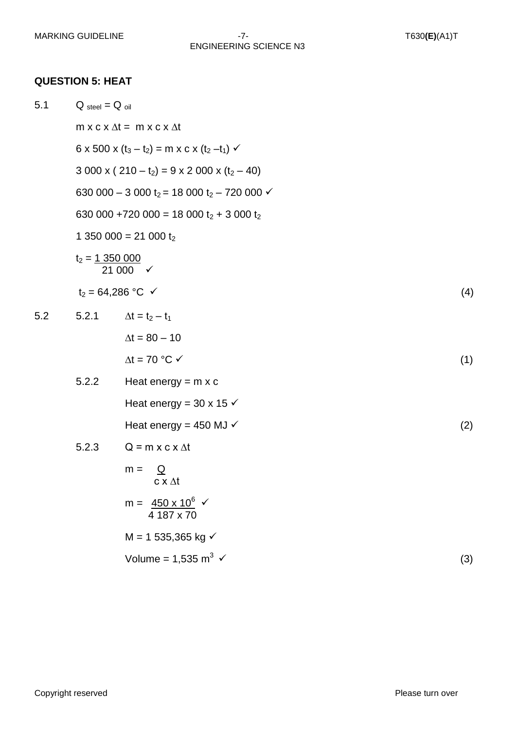## QUESTION 5: HEAT

5.1

$Q_{steel} = Q_{oil}$

$m \times c \times \Delta t = m \times c \times \Delta t$

$6 \times 500 \times (t_3 - t_2) = m \times c \times (t_2 - t_1)$ ✓

$3\ 000 \times (210 - t_2) = 9 \times 2\ 000 \times (t_2 - 40)$

$630\ 000 - 3\ 000\ t_2 = 18\ 000\ t_2 - 720\ 000$ ✓

$630\ 000 + 720\ 000 = 18\ 000\ t_2 + 3\ 000\ t_2$

$1\ 350\ 000 = 21\ 000\ t_2$

$t_2 = \dfrac{1\ 350\ 000}{21\ 000}$ ✓

$t_2 = 64{,}286\ °C$ ✓ (4)

5.2

5.2.1

$\Delta t = t_2 - t_1$

$\Delta t = 80 - 10$

$\Delta t = 70\ °C$ ✓ (1)

5.2.2

Heat energy = m x c

Heat energy = 30 x 15 ✓

Heat energy = 450 MJ ✓ (2)

5.2.3

$Q = m \times c \times \Delta t$

$m = \dfrac{Q}{c \times \Delta t}$

$m = \dfrac{450 \times 10^6}{4\ 187 \times 70}$ ✓

M = 1 535,365 kg ✓

Volume = 1,535 $m^3$ ✓ (3)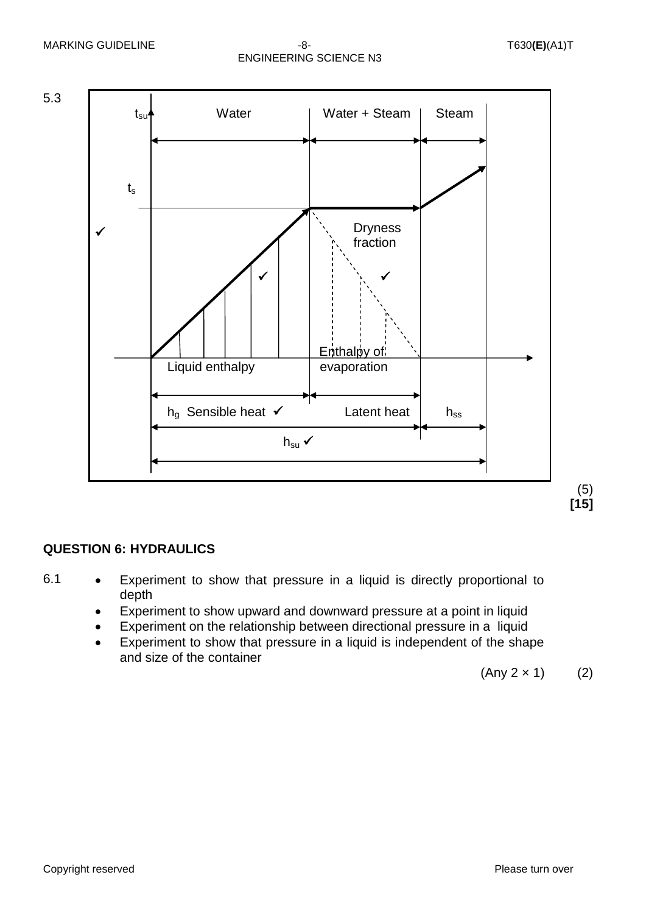5.3

Water | Water + Steam | Steam

$t_{su}$

$t_s$

✓

Dryness fraction

✓ ✓

Liquid enthalpy

Enthalpy of evaporation

$h_g$ Sensible heat ✓ | Latent heat | $h_{ss}$

$h_{su}$ ✓

(5)
**[15]**

## QUESTION 6: HYDRAULICS

6.1

- Experiment to show that pressure in a liquid is directly proportional to depth
- Experiment to show upward and downward pressure at a point in liquid
- Experiment on the relationship between directional pressure in a liquid
- Experiment to show that pressure in a liquid is independent of the shape and size of the container

(Any 2 × 1) (2)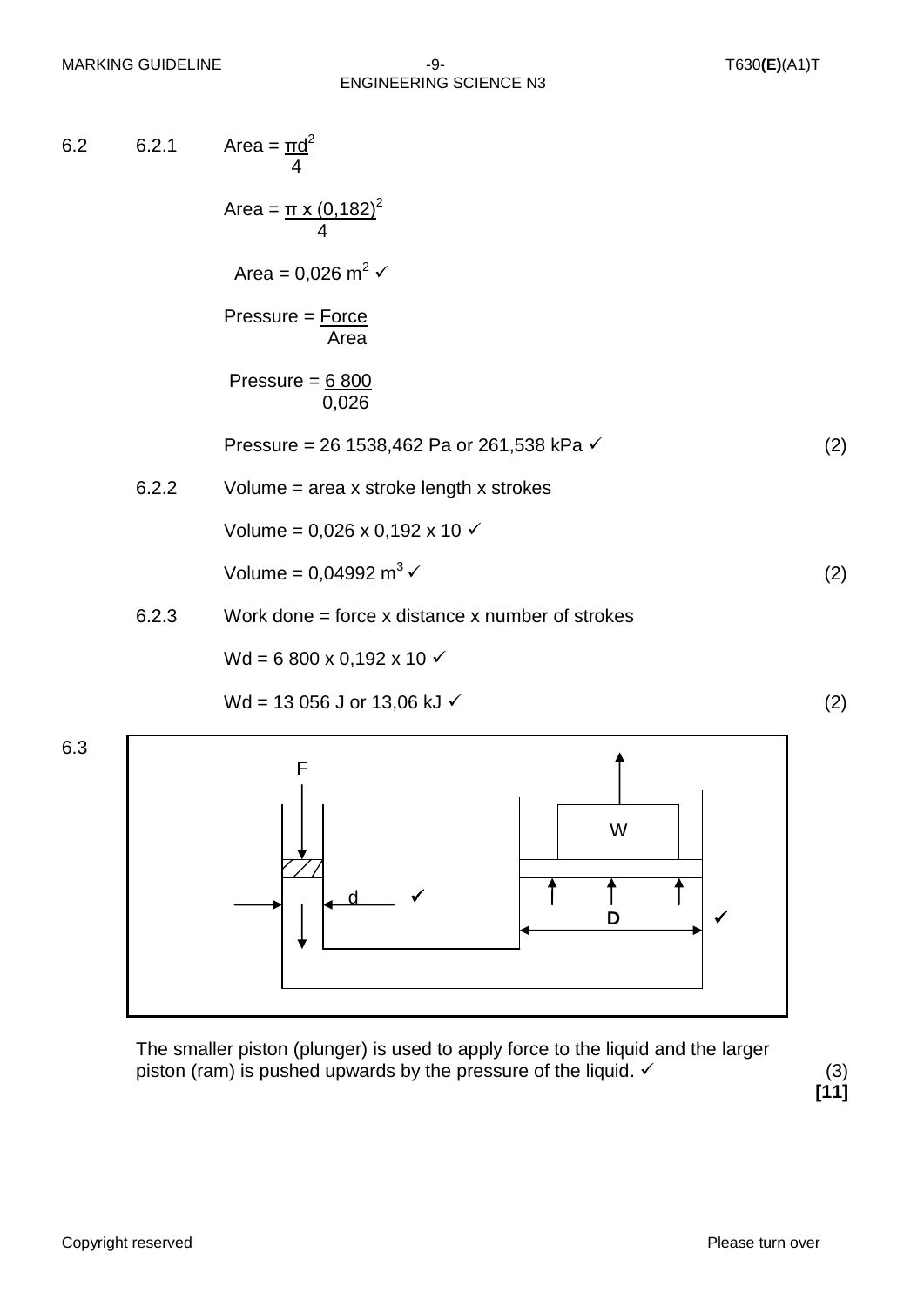6.2 6.2.1 Area = $\frac{\pi d^2}{4}$

Area = $\frac{\pi \times (0{,}182)^2}{4}$

Area = 0,026 $m^2$ ✓

Pressure = $\frac{\text{Force}}{\text{Area}}$

Pressure = $\frac{6\ 800}{0{,}026}$

Pressure = 26 1538,462 Pa or 261,538 kPa ✓ (2)

6.2.2 Volume = area x stroke length x strokes

Volume = 0,026 x 0,192 x 10 ✓

Volume = 0,04992 $m^3$ ✓ (2)

6.2.3 Work done = force x distance x number of strokes

Wd = 6 800 x 0,192 x 10 ✓

Wd = 13 056 J or 13,06 kJ ✓ (2)

6.3

The smaller piston (plunger) is used to apply force to the liquid and the larger piston (ram) is pushed upwards by the pressure of the liquid. ✓ (3)

**[11]**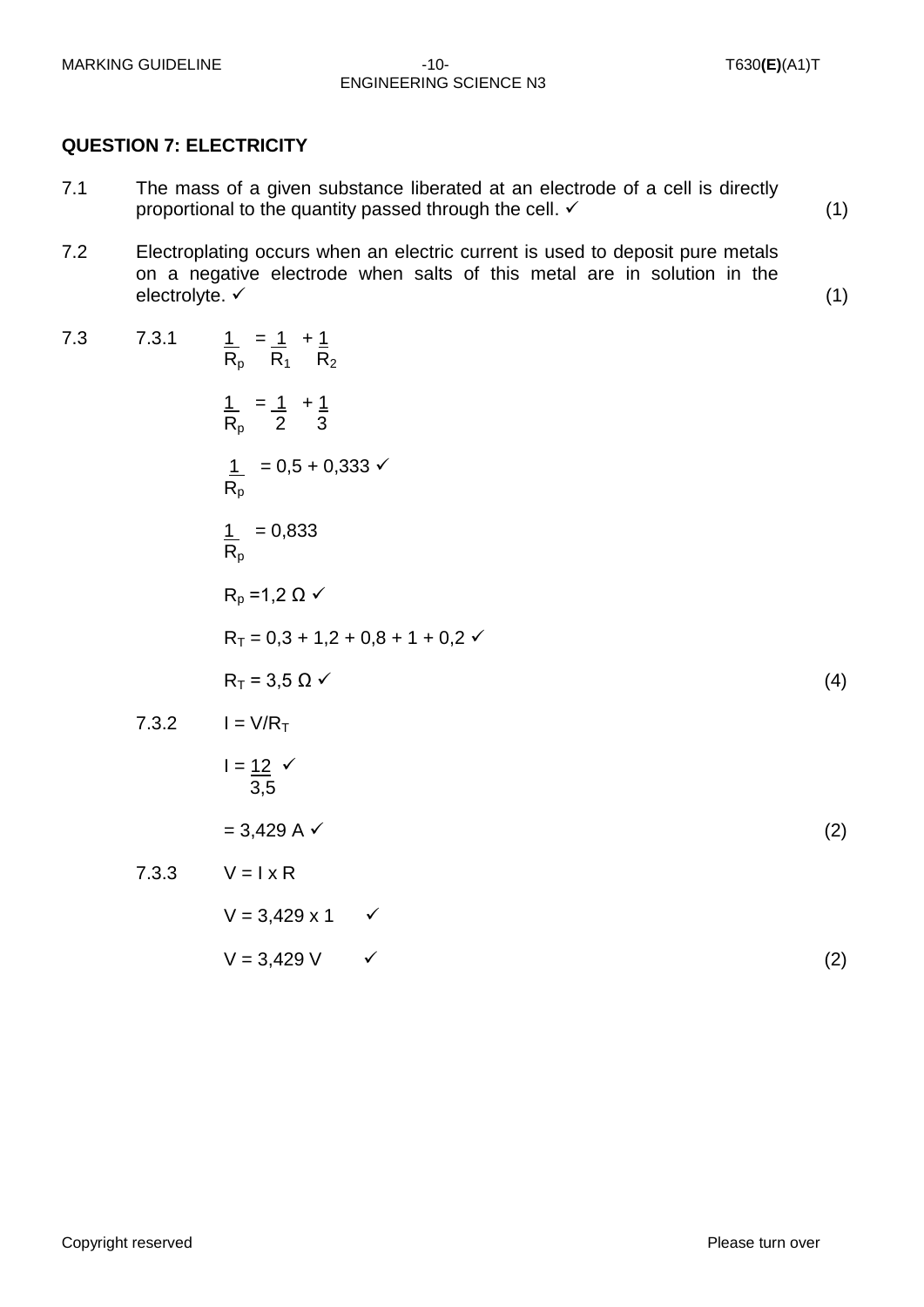**QUESTION 7: ELECTRICITY**

7.1 The mass of a given substance liberated at an electrode of a cell is directly proportional to the quantity passed through the cell. ✓ (1)

7.2 Electroplating occurs when an electric current is used to deposit pure metals on a negative electrode when salts of this metal are in solution in the electrolyte. ✓ (1)

7.3

7.3.1

$$\frac{1}{R_p} = \frac{1}{R_1} + \frac{1}{R_2}$$

$$\frac{1}{R_p} = \frac{1}{2} + \frac{1}{3}$$

$$\frac{1}{R_p} = 0{,}5 + 0{,}333 \checkmark$$

$$\frac{1}{R_p} = 0{,}833$$

$R_p$ =1,2 Ω ✓

$R_T$ = 0,3 + 1,2 + 0,8 + 1 + 0,2 ✓

$R_T$ = 3,5 Ω ✓ (4)

7.3.2

$I = V/R_T$

$$I = \frac{12}{3{,}5} \checkmark$$

= 3,429 A ✓ (2)

7.3.3

V = I x R

V = 3,429 x 1 ✓

V = 3,429 V ✓ (2)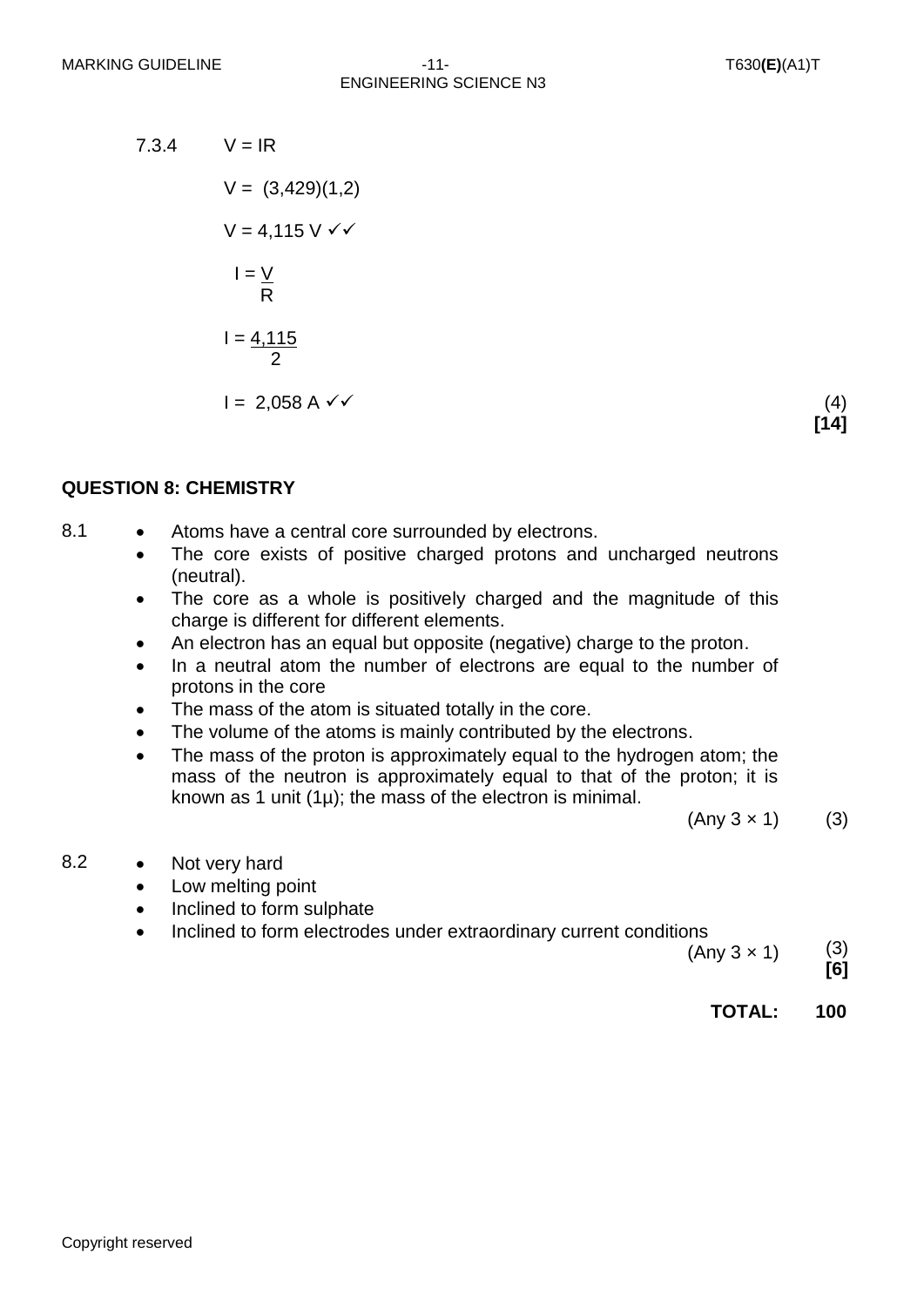7.3.4 $V = IR$

$V = (3{,}429)(1{,}2)$

$V = 4{,}115\ V$ ✓✓

$I = \frac{V}{R}$

$I = \frac{4{,}115}{2}$

$I = 2{,}058\ A$ ✓✓ (4)

**[14]**

## QUESTION 8: CHEMISTRY

8.1

- Atoms have a central core surrounded by electrons.
- The core exists of positive charged protons and uncharged neutrons (neutral).
- The core as a whole is positively charged and the magnitude of this charge is different for different elements.
- An electron has an equal but opposite (negative) charge to the proton.
- In a neutral atom the number of electrons are equal to the number of protons in the core
- The mass of the atom is situated totally in the core.
- The volume of the atoms is mainly contributed by the electrons.
- The mass of the proton is approximately equal to the hydrogen atom; the mass of the neutron is approximately equal to that of the proton; it is known as 1 unit (1μ); the mass of the electron is minimal.

(Any 3 × 1) (3)

8.2

- Not very hard
- Low melting point
- Inclined to form sulphate
- Inclined to form electrodes under extraordinary current conditions

(Any 3 × 1) (3)

**[6]**

**TOTAL: 100**